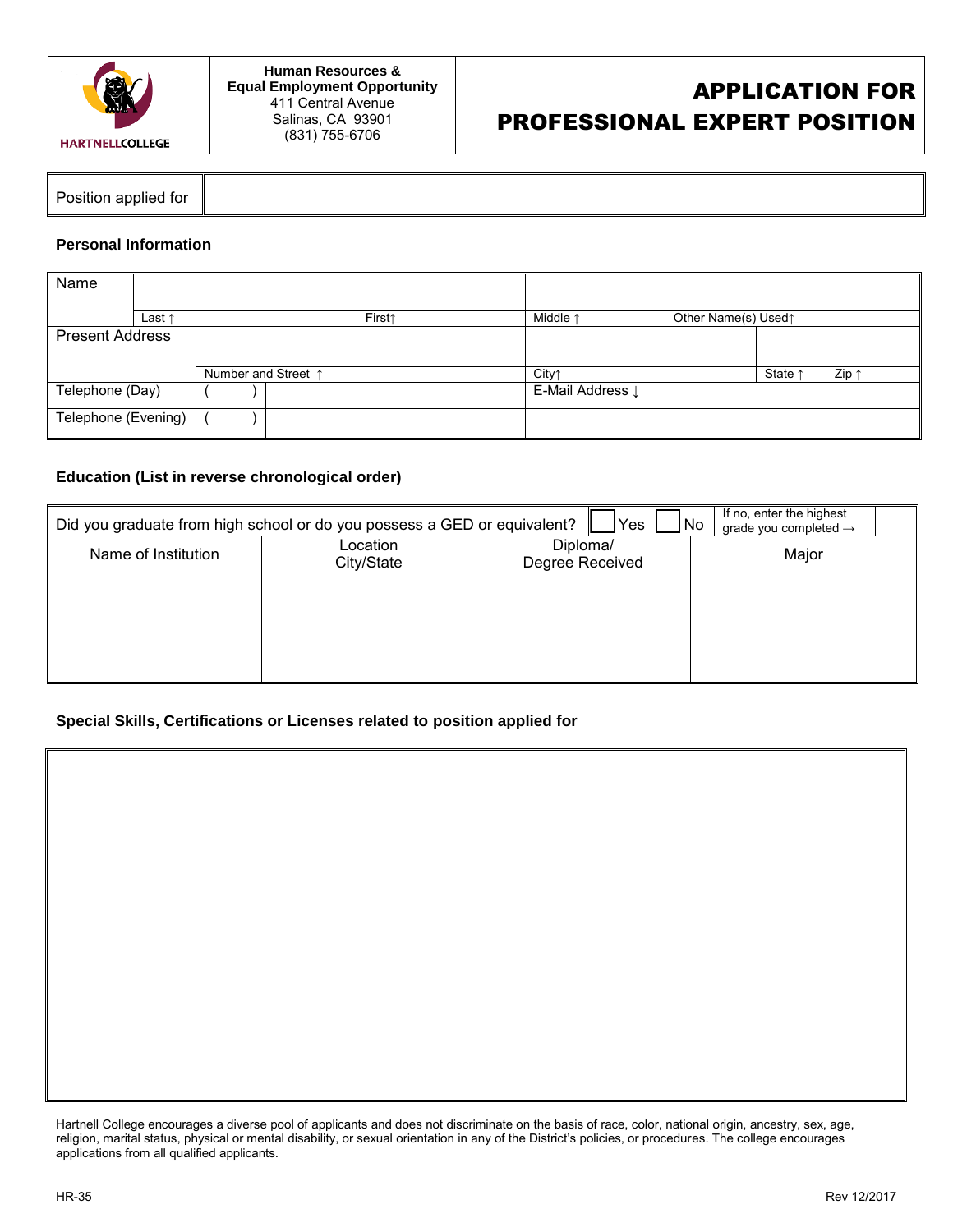HARTNELL COLLEGE

**Human Resources & Equal Employment Opportunity**
411 Central Avenue
Salinas, CA 93901
(831) 755-6706

# APPLICATION FOR PROFESSIONAL EXPERT POSITION

| Position applied for | |
|---|---|

### Personal Information

| Name | | | | |
|---|---|---|---|---|
| | Last ↑ | First↑ | Middle ↑ | Other Name(s) Used↑ |
| Present Address | | | | |
| | Number and Street ↑ | City↑ | State ↑ | Zip ↑ |
| Telephone (Day) | ( ) | | E-Mail Address ↓ | |
| Telephone (Evening) | ( ) | | | |

### Education (List in reverse chronological order)

| Did you graduate from high school or do you possess a GED or equivalent? ☐ Yes ☐ No | | If no, enter the highest grade you completed → | |
|---|---|---|---|
| Name of Institution | Location City/State | Diploma/ Degree Received | Major |
| | | | |
| | | | |
| | | | |

### Special Skills, Certifications or Licenses related to position applied for

Hartnell College encourages a diverse pool of applicants and does not discriminate on the basis of race, color, national origin, ancestry, sex, age, religion, marital status, physical or mental disability, or sexual orientation in any of the District's policies, or procedures. The college encourages applications from all qualified applicants.

HR-35 Rev 12/2017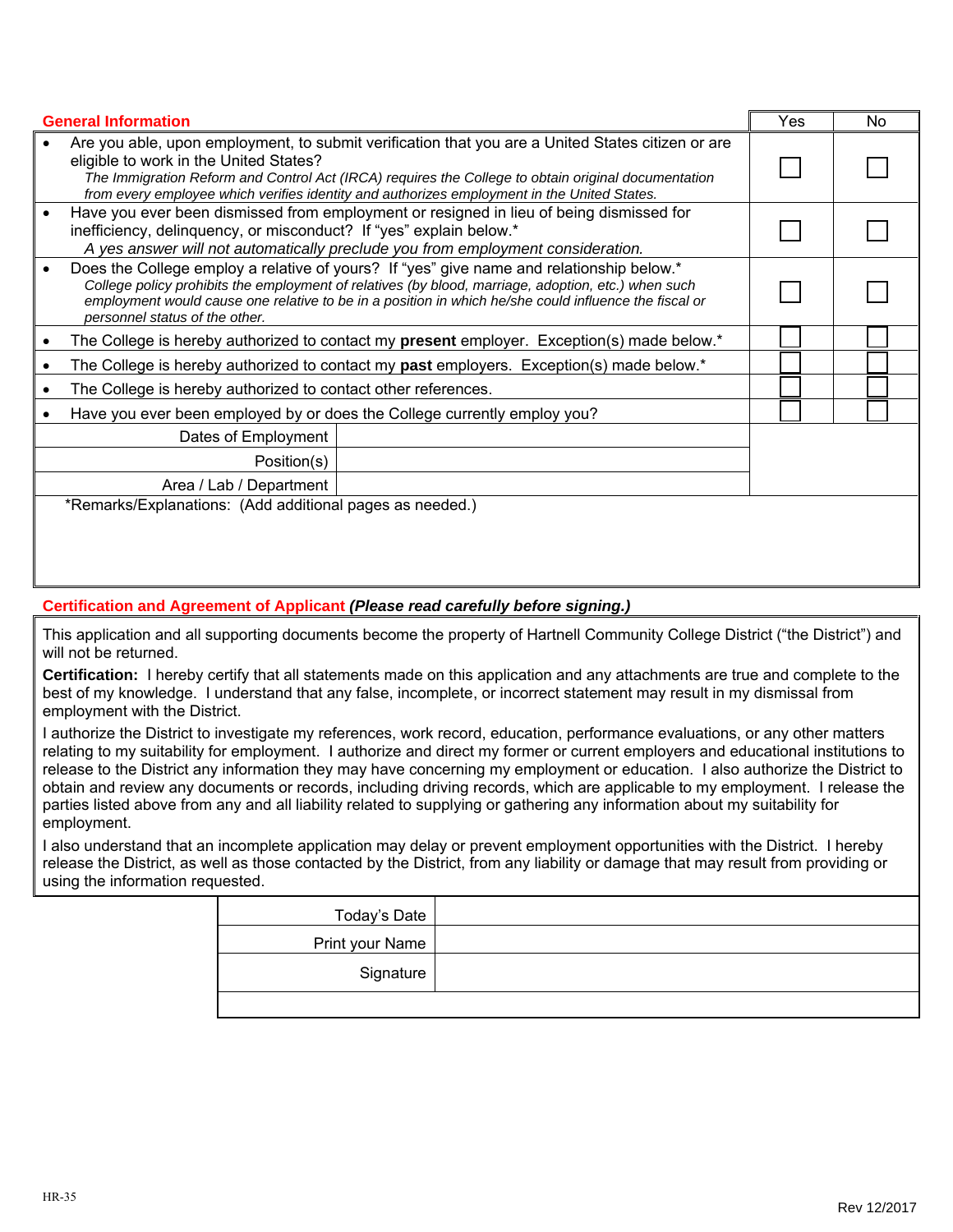## General Information

| General Information | Yes | No |
|---|---|---|
| • Are you able, upon employment, to submit verification that you are a United States citizen or are eligible to work in the United States? *The Immigration Reform and Control Act (IRCA) requires the College to obtain original documentation from every employee which verifies identity and authorizes employment in the United States.* | ☐ | ☐ |
| • Have you ever been dismissed from employment or resigned in lieu of being dismissed for inefficiency, delinquency, or misconduct? If "yes" explain below.* *A yes answer will not automatically preclude you from employment consideration.* | ☐ | ☐ |
| • Does the College employ a relative of yours? If "yes" give name and relationship below.* *College policy prohibits the employment of relatives (by blood, marriage, adoption, etc.) when such employment would cause one relative to be in a position in which he/she could influence the fiscal or personnel status of the other.* | ☐ | ☐ |
| • The College is hereby authorized to contact my **present** employer. Exception(s) made below.* | ☐ | ☐ |
| • The College is hereby authorized to contact my **past** employers. Exception(s) made below.* | ☐ | ☐ |
| • The College is hereby authorized to contact other references. | ☐ | ☐ |
| • Have you ever been employed by or does the College currently employ you? | ☐ | ☐ |

| | |
|---|---|
| Dates of Employment | |
| Position(s) | |
| Area / Lab / Department | |

*Remarks/Explanations: (Add additional pages as needed.)

## Certification and Agreement of Applicant *(Please read carefully before signing.)*

This application and all supporting documents become the property of Hartnell Community College District ("the District") and will not be returned.

**Certification:** I hereby certify that all statements made on this application and any attachments are true and complete to the best of my knowledge. I understand that any false, incomplete, or incorrect statement may result in my dismissal from employment with the District.

I authorize the District to investigate my references, work record, education, performance evaluations, or any other matters relating to my suitability for employment. I authorize and direct my former or current employers and educational institutions to release to the District any information they may have concerning my employment or education. I also authorize the District to obtain and review any documents or records, including driving records, which are applicable to my employment. I release the parties listed above from any and all liability related to supplying or gathering any information about my suitability for employment.

I also understand that an incomplete application may delay or prevent employment opportunities with the District. I hereby release the District, as well as those contacted by the District, from any liability or damage that may result from providing or using the information requested.

| | |
|---|---|
| Today's Date | |
| Print your Name | |
| Signature | |

HR-35

Rev 12/2017